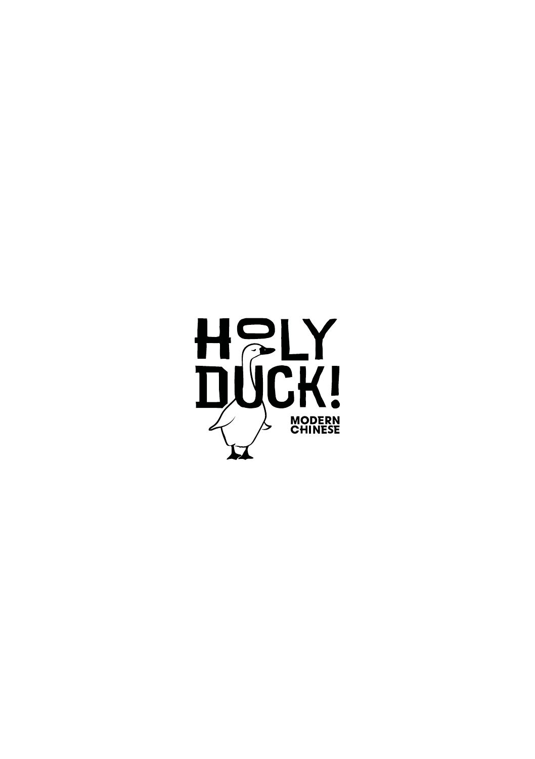# HOLY DUCK!

MODERN CHINESE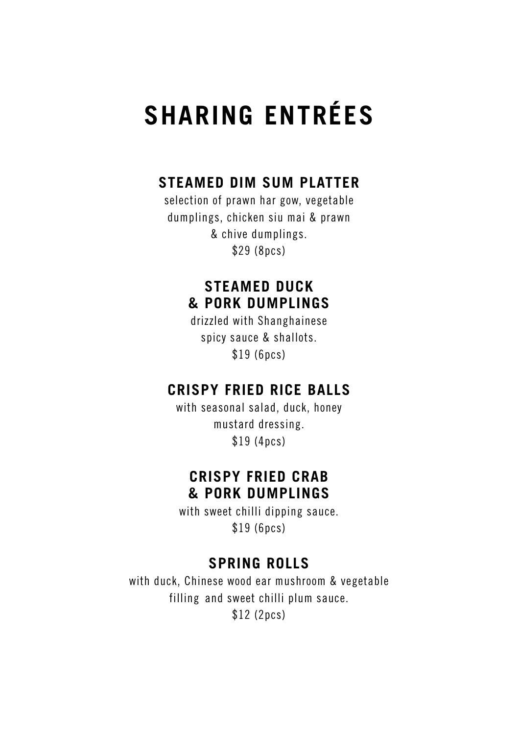# SHARING ENTRÉES

## STEAMED DIM SUM PLATTER

selection of prawn har gow, vegetable dumplings, chicken siu mai & prawn & chive dumplings.

$29 (8pcs)

## STEAMED DUCK & PORK DUMPLINGS

drizzled with Shanghainese spicy sauce & shallots.

$19 (6pcs)

## CRISPY FRIED RICE BALLS

with seasonal salad, duck, honey mustard dressing.

$19 (4pcs)

## CRISPY FRIED CRAB & PORK DUMPLINGS

with sweet chilli dipping sauce.

$19 (6pcs)

## SPRING ROLLS

with duck, Chinese wood ear mushroom & vegetable filling and sweet chilli plum sauce.

$12 (2pcs)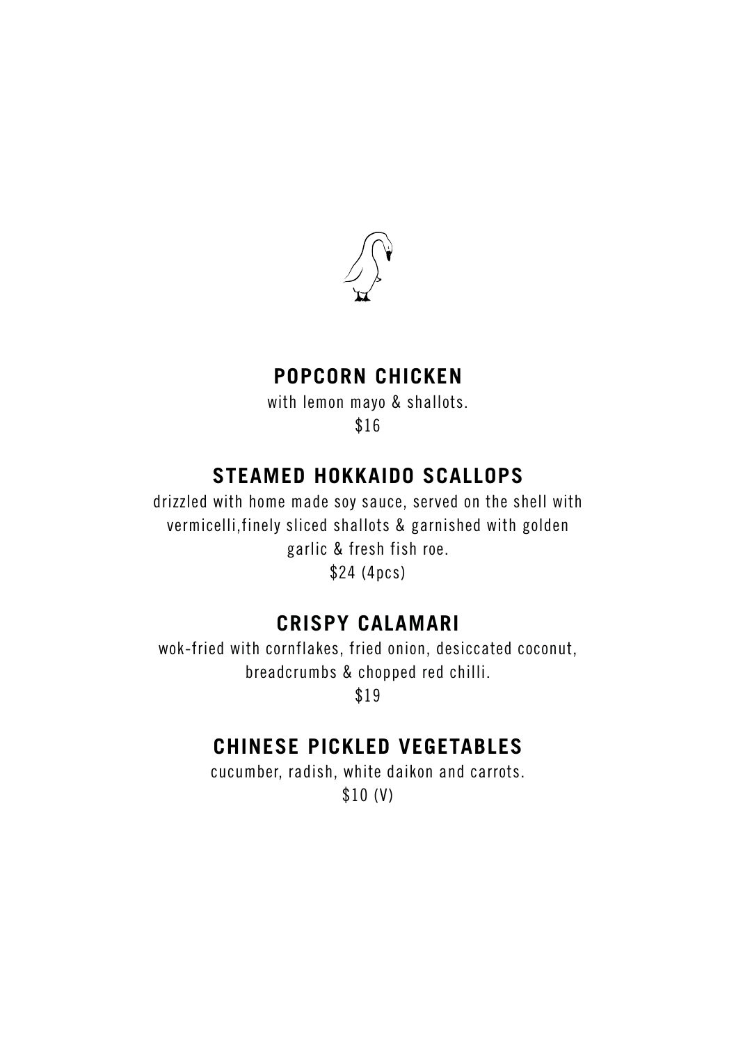## POPCORN CHICKEN

with lemon mayo & shallots.
$16

## STEAMED HOKKAIDO SCALLOPS

drizzled with home made soy sauce, served on the shell with vermicelli,finely sliced shallots & garnished with golden garlic & fresh fish roe.
$24 (4pcs)

## CRISPY CALAMARI

wok-fried with cornflakes, fried onion, desiccated coconut, breadcrumbs & chopped red chilli.
$19

## CHINESE PICKLED VEGETABLES

cucumber, radish, white daikon and carrots.
$10 (V)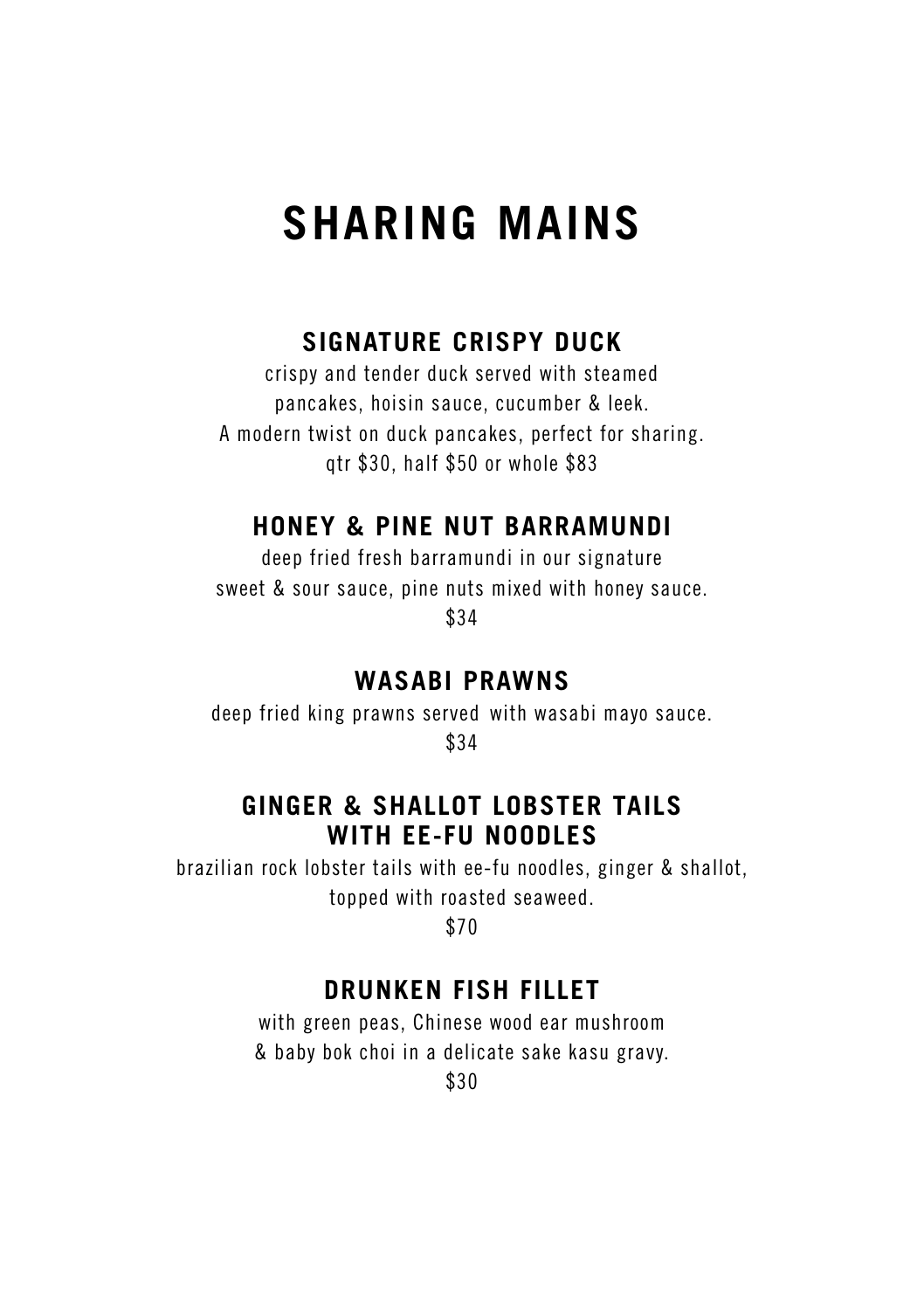# SHARING MAINS

## SIGNATURE CRISPY DUCK

crispy and tender duck served with steamed pancakes, hoisin sauce, cucumber & leek.
A modern twist on duck pancakes, perfect for sharing.
qtr $30, half $50 or whole $83

## HONEY & PINE NUT BARRAMUNDI

deep fried fresh barramundi in our signature sweet & sour sauce, pine nuts mixed with honey sauce.
$34

## WASABI PRAWNS

deep fried king prawns served with wasabi mayo sauce.
$34

## GINGER & SHALLOT LOBSTER TAILS WITH EE-FU NOODLES

brazilian rock lobster tails with ee-fu noodles, ginger & shallot, topped with roasted seaweed.
$70

## DRUNKEN FISH FILLET

with green peas, Chinese wood ear mushroom & baby bok choi in a delicate sake kasu gravy.
$30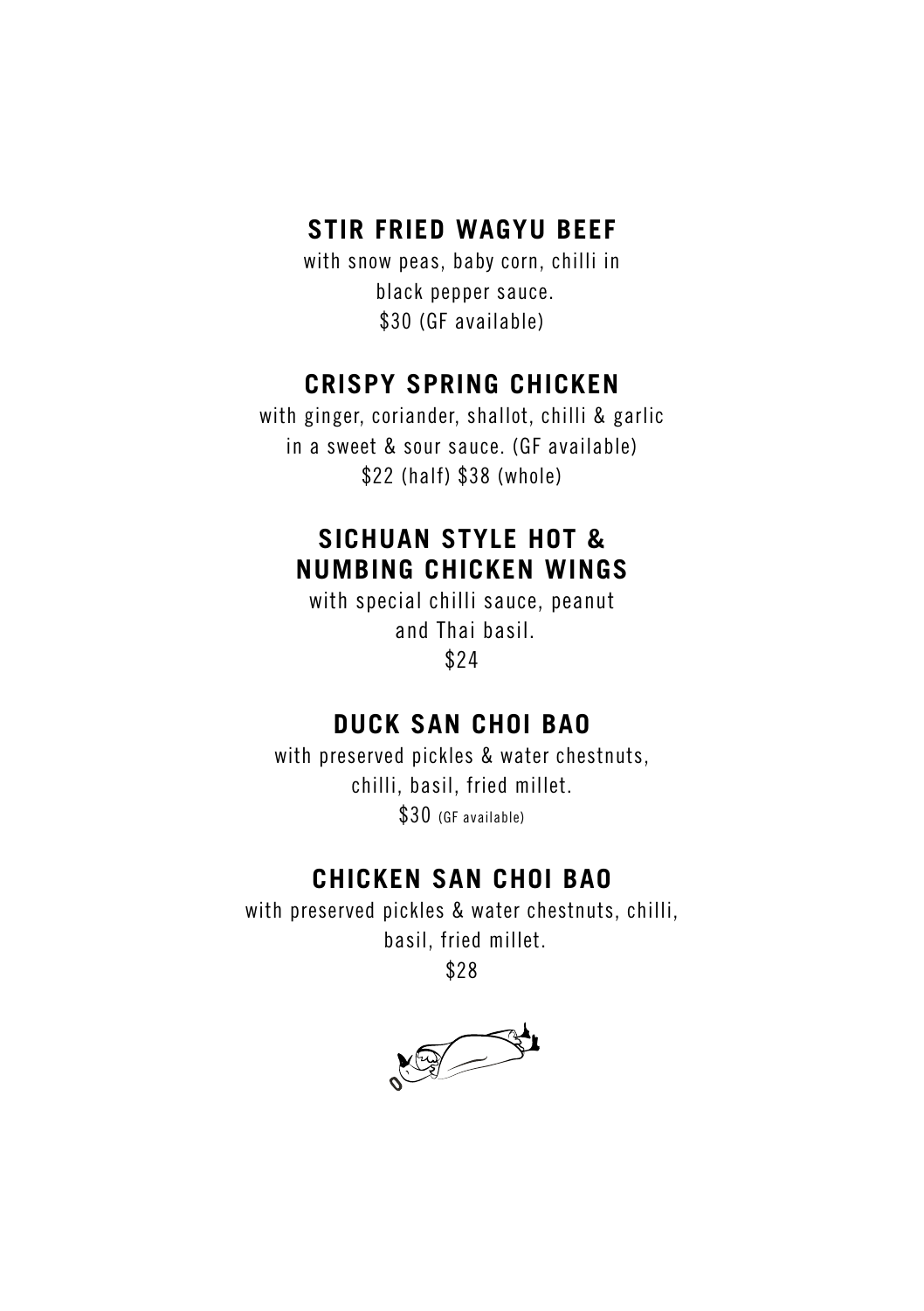## STIR FRIED WAGYU BEEF

with snow peas, baby corn, chilli in black pepper sauce.

$30 (GF available)

## CRISPY SPRING CHICKEN

with ginger, coriander, shallot, chilli & garlic in a sweet & sour sauce. (GF available)

$22 (half) $38 (whole)

## SICHUAN STYLE HOT & NUMBING CHICKEN WINGS

with special chilli sauce, peanut and Thai basil.

$24

## DUCK SAN CHOI BAO

with preserved pickles & water chestnuts, chilli, basil, fried millet.

$30 (GF available)

## CHICKEN SAN CHOI BAO

with preserved pickles & water chestnuts, chilli, basil, fried millet.

$28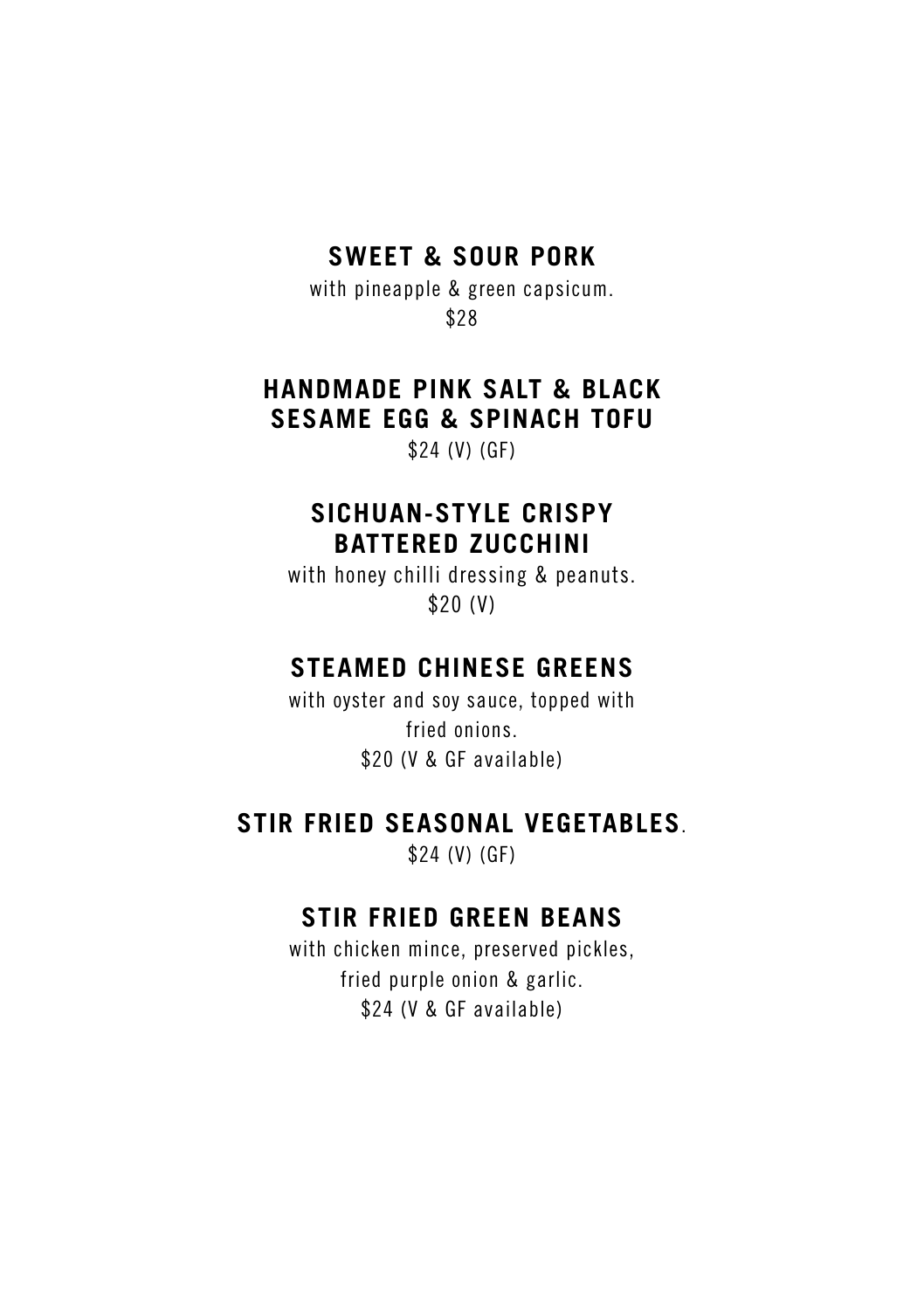**SWEET & SOUR PORK**

with pineapple & green capsicum.
$28

**HANDMADE PINK SALT & BLACK SESAME EGG & SPINACH TOFU**

$24 (V) (GF)

**SICHUAN-STYLE CRISPY BATTERED ZUCCHINI**

with honey chilli dressing & peanuts.
$20 (V)

**STEAMED CHINESE GREENS**

with oyster and soy sauce, topped with fried onions.
$20 (V & GF available)

**STIR FRIED SEASONAL VEGETABLES**.

$24 (V) (GF)

**STIR FRIED GREEN BEANS**

with chicken mince, preserved pickles, fried purple onion & garlic.
$24 (V & GF available)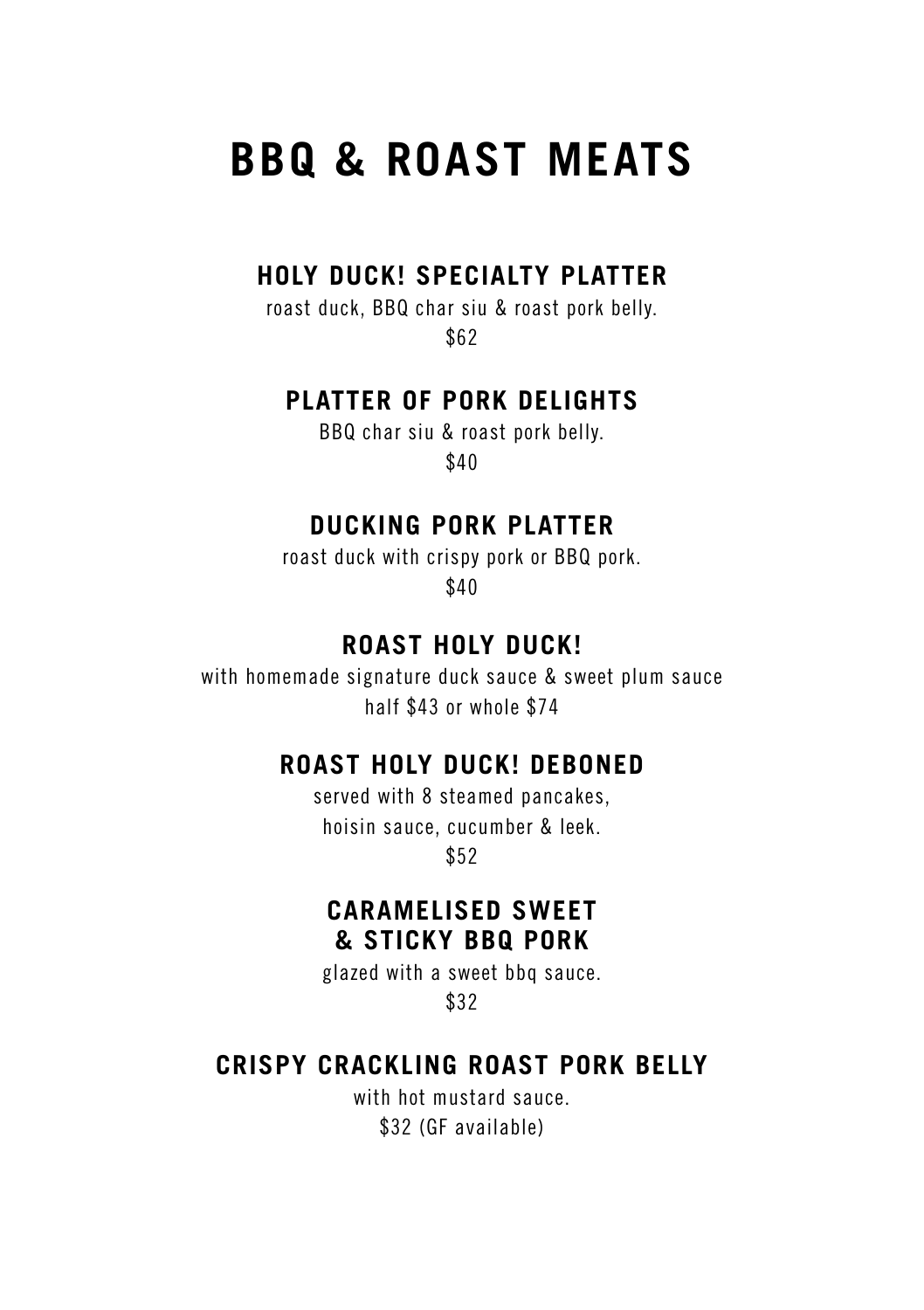# BBQ & ROAST MEATS

## HOLY DUCK! SPECIALTY PLATTER

roast duck, BBQ char siu & roast pork belly.

$62

## PLATTER OF PORK DELIGHTS

BBQ char siu & roast pork belly.

$40

## DUCKING PORK PLATTER

roast duck with crispy pork or BBQ pork.

$40

## ROAST HOLY DUCK!

with homemade signature duck sauce & sweet plum sauce

half $43 or whole $74

## ROAST HOLY DUCK! DEBONED

served with 8 steamed pancakes,
hoisin sauce, cucumber & leek.

$52

## CARAMELISED SWEET & STICKY BBQ PORK

glazed with a sweet bbq sauce.

$32

## CRISPY CRACKLING ROAST PORK BELLY

with hot mustard sauce.

$32 (GF available)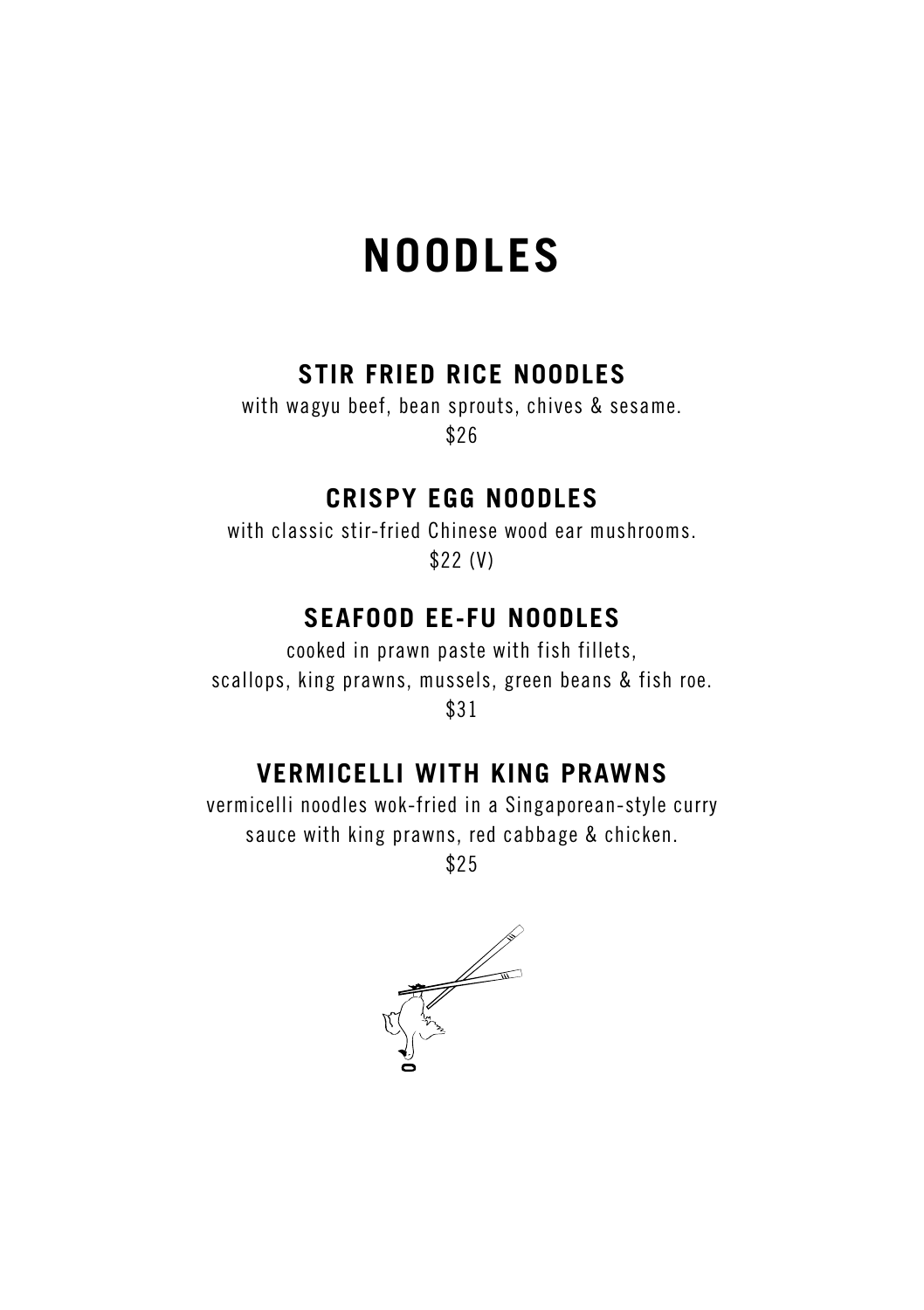# NOODLES

## STIR FRIED RICE NOODLES

with wagyu beef, bean sprouts, chives & sesame.

$26

## CRISPY EGG NOODLES

with classic stir-fried Chinese wood ear mushrooms.

$22 (V)

## SEAFOOD EE-FU NOODLES

cooked in prawn paste with fish fillets,
scallops, king prawns, mussels, green beans & fish roe.

$31

## VERMICELLI WITH KING PRAWNS

vermicelli noodles wok-fried in a Singaporean-style curry
sauce with king prawns, red cabbage & chicken.

$25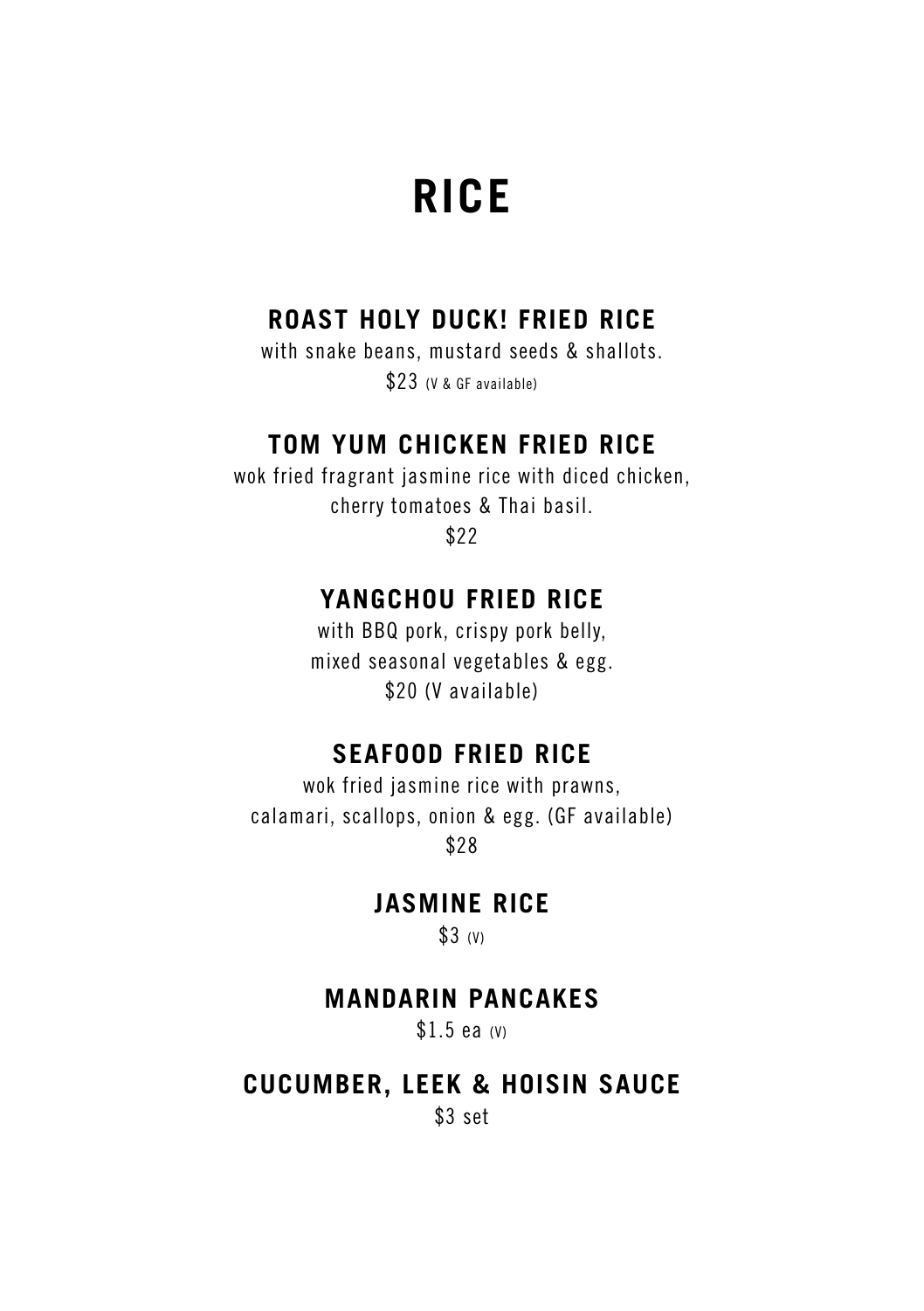# RICE

## ROAST HOLY DUCK! FRIED RICE

with snake beans, mustard seeds & shallots.

$23 (V & GF available)

## TOM YUM CHICKEN FRIED RICE

wok fried fragrant jasmine rice with diced chicken,
cherry tomatoes & Thai basil.

$22

## YANGCHOU FRIED RICE

with BBQ pork, crispy pork belly,
mixed seasonal vegetables & egg.

$20 (V available)

## SEAFOOD FRIED RICE

wok fried jasmine rice with prawns,
calamari, scallops, onion & egg. (GF available)

$28

## JASMINE RICE

$3 (V)

## MANDARIN PANCAKES

$1.5 ea (V)

## CUCUMBER, LEEK & HOISIN SAUCE

$3 set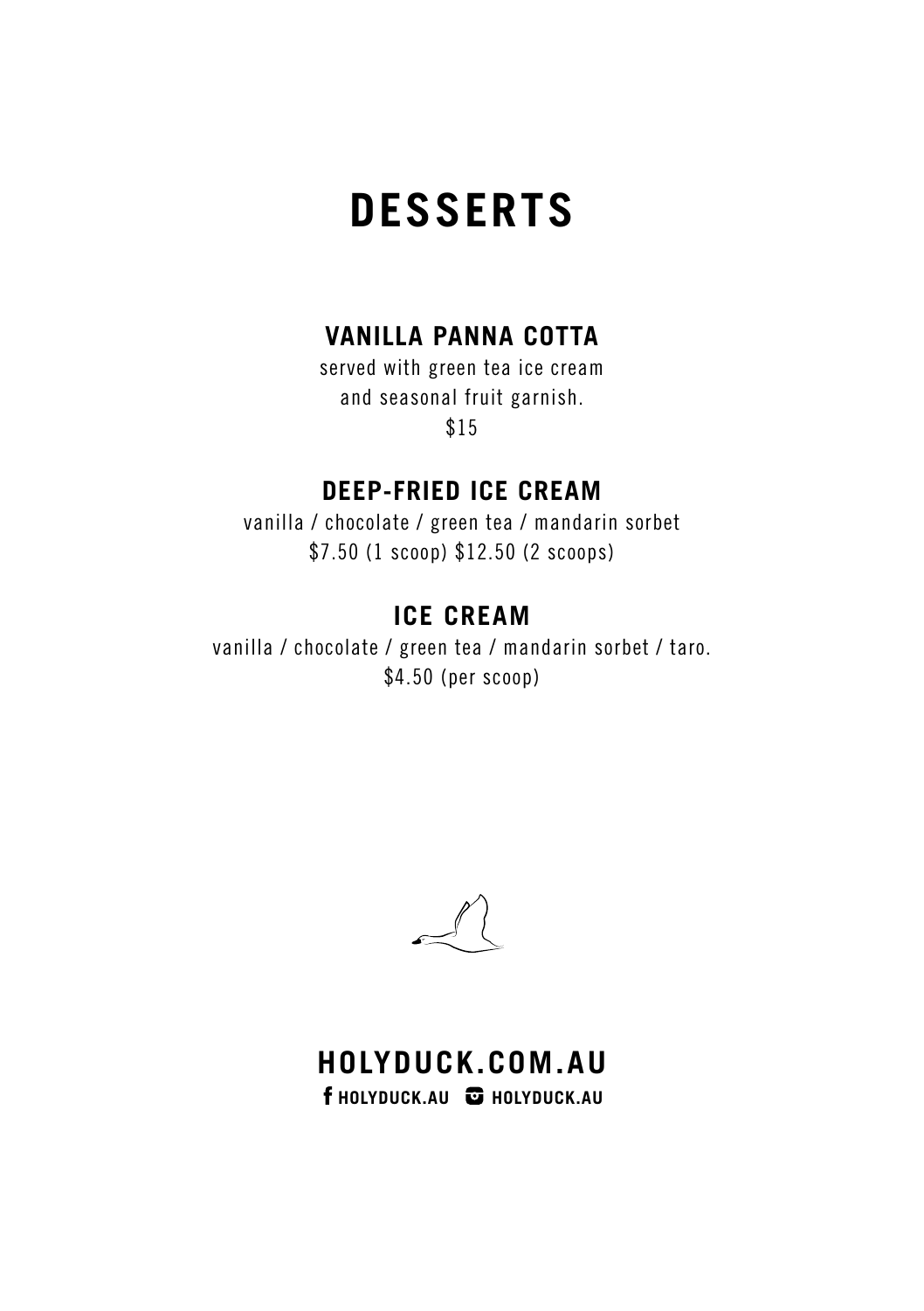# DESSERTS

## VANILLA PANNA COTTA

served with green tea ice cream
and seasonal fruit garnish.
$15

## DEEP-FRIED ICE CREAM

vanilla / chocolate / green tea / mandarin sorbet
$7.50 (1 scoop) $12.50 (2 scoops)

## ICE CREAM

vanilla / chocolate / green tea / mandarin sorbet / taro.
$4.50 (per scoop)

**HOLYDUCK.COM.AU**

**HOLYDUCK.AU** **HOLYDUCK.AU**